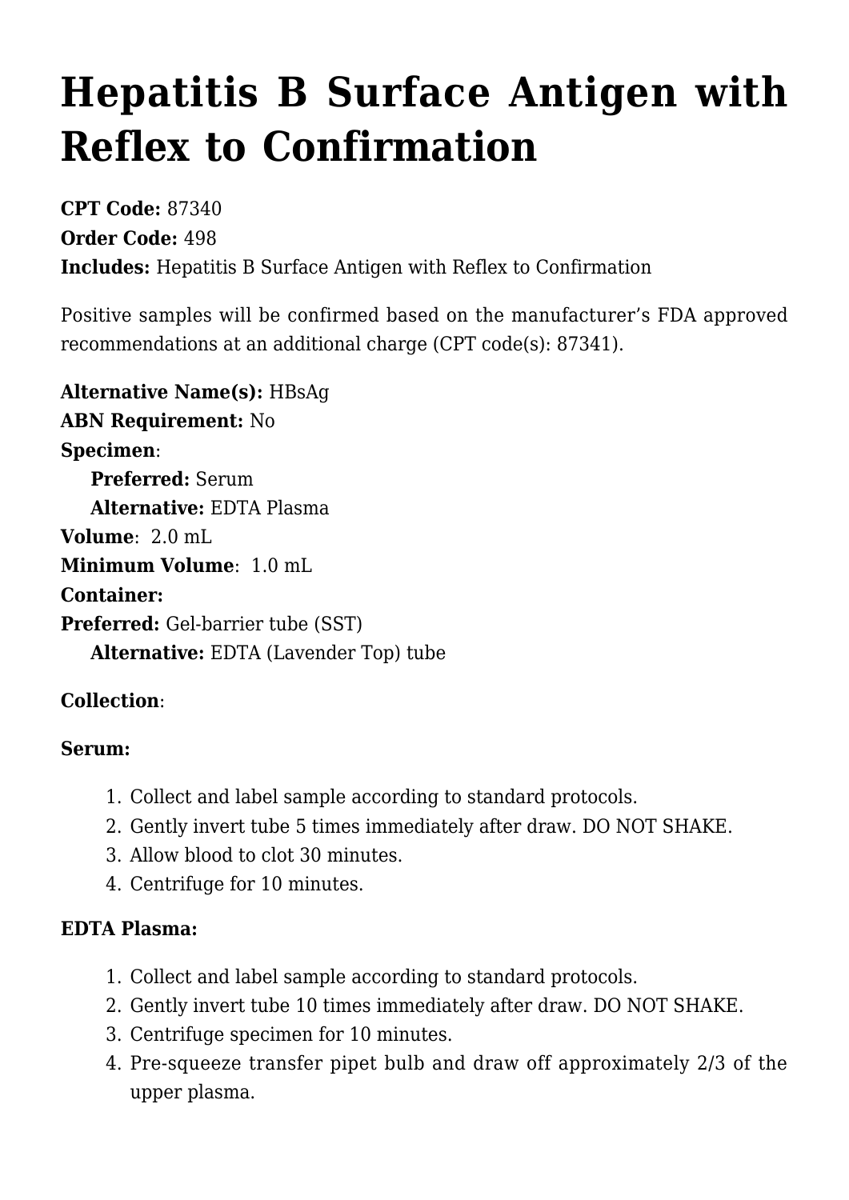# Hepatitis B Surface Antigen with Reflex to Confirmation

**CPT Code:** 87340
**Order Code:** 498
**Includes:** Hepatitis B Surface Antigen with Reflex to Confirmation

Positive samples will be confirmed based on the manufacturer's FDA approved recommendations at an additional charge (CPT code(s): 87341).

**Alternative Name(s):** HBsAg
**ABN Requirement:** No
**Specimen**:
  **Preferred:** Serum
  **Alternative:** EDTA Plasma
**Volume**: 2.0 mL
**Minimum Volume**: 1.0 mL
**Container:**
**Preferred:** Gel-barrier tube (SST)
  **Alternative:** EDTA (Lavender Top) tube

**Collection**:

**Serum:**

1. Collect and label sample according to standard protocols.
2. Gently invert tube 5 times immediately after draw. DO NOT SHAKE.
3. Allow blood to clot 30 minutes.
4. Centrifuge for 10 minutes.

**EDTA Plasma:**

1. Collect and label sample according to standard protocols.
2. Gently invert tube 10 times immediately after draw. DO NOT SHAKE.
3. Centrifuge specimen for 10 minutes.
4. Pre-squeeze transfer pipet bulb and draw off approximately 2/3 of the upper plasma.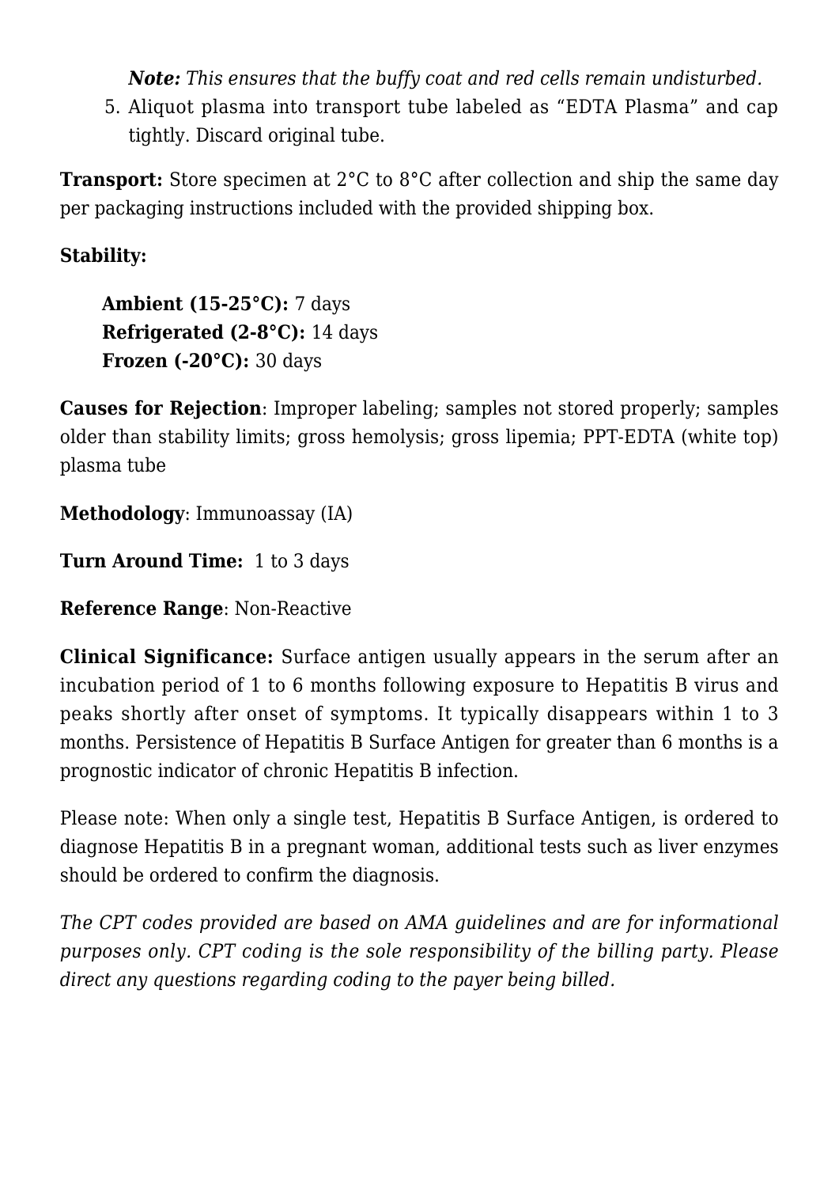*Note: This ensures that the buffy coat and red cells remain undisturbed.*

5. Aliquot plasma into transport tube labeled as "EDTA Plasma" and cap tightly. Discard original tube.

**Transport:** Store specimen at 2°C to 8°C after collection and ship the same day per packaging instructions included with the provided shipping box.

**Stability:**

**Ambient (15-25°C):** 7 days
**Refrigerated (2-8°C):** 14 days
**Frozen (-20°C):** 30 days

**Causes for Rejection**: Improper labeling; samples not stored properly; samples older than stability limits; gross hemolysis; gross lipemia; PPT-EDTA (white top) plasma tube

**Methodology**: Immunoassay (IA)

**Turn Around Time:** 1 to 3 days

**Reference Range**: Non-Reactive

**Clinical Significance:** Surface antigen usually appears in the serum after an incubation period of 1 to 6 months following exposure to Hepatitis B virus and peaks shortly after onset of symptoms. It typically disappears within 1 to 3 months. Persistence of Hepatitis B Surface Antigen for greater than 6 months is a prognostic indicator of chronic Hepatitis B infection.

Please note: When only a single test, Hepatitis B Surface Antigen, is ordered to diagnose Hepatitis B in a pregnant woman, additional tests such as liver enzymes should be ordered to confirm the diagnosis.

*The CPT codes provided are based on AMA guidelines and are for informational purposes only. CPT coding is the sole responsibility of the billing party. Please direct any questions regarding coding to the payer being billed.*